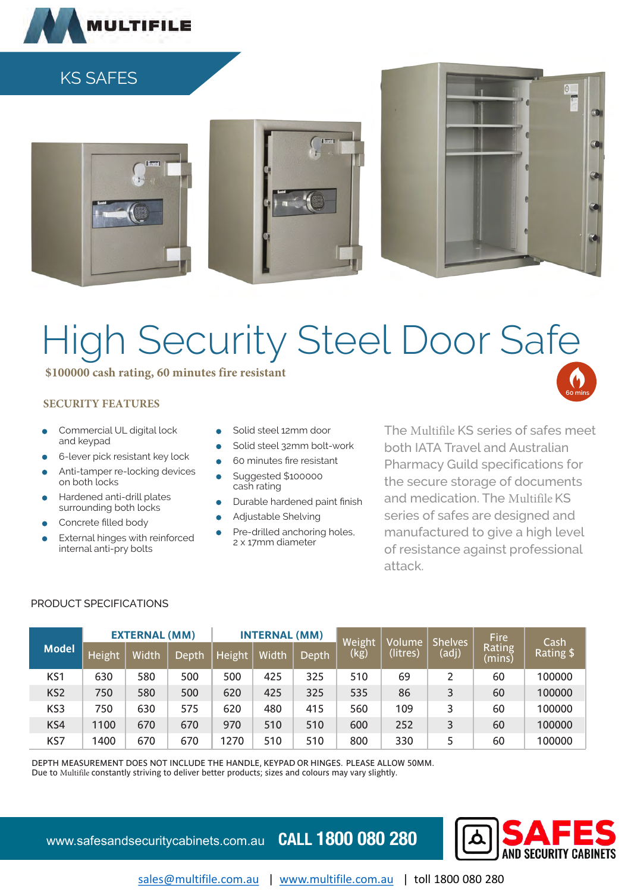MULTIFILE

## KS SAFES

# High Security Steel Door Safe

**$100000 cash rating, 60 minutes fire resistant**

60 mins

### SECURITY FEATURES

- Commercial UL digital lock and keypad
- 6-lever pick resistant key lock
- Anti-tamper re-locking devices on both locks
- Hardened anti-drill plates surrounding both locks
- Concrete filled body
- External hinges with reinforced internal anti-pry bolts
- Solid steel 12mm door
- Solid steel 32mm bolt-work
- 60 minutes fire resistant
- Suggested $100000 cash rating
- Durable hardened paint finish
- Adjustable Shelving
- Pre-drilled anchoring holes, 2 x 17mm diameter

The Multifile KS series of safes meet both IATA Travel and Australian Pharmacy Guild specifications for the secure storage of documents and medication. The Multifile KS series of safes are designed and manufactured to give a high level of resistance against professional attack.

### PRODUCT SPECIFICATIONS

| Model | EXTERNAL (MM) | | | INTERNAL (MM) | | | Weight (kg) | Volume (litres) | Shelves (adj) | Fire Rating (mins) | Cash Rating $ |
|---|---|---|---|---|---|---|---|---|---|---|---|
| | Height | Width | Depth | Height | Width | Depth | | | | | |
| KS1 | 630 | 580 | 500 | 500 | 425 | 325 | 510 | 69 | 2 | 60 | 100000 |
| KS2 | 750 | 580 | 500 | 620 | 425 | 325 | 535 | 86 | 3 | 60 | 100000 |
| KS3 | 750 | 630 | 575 | 620 | 480 | 415 | 560 | 109 | 3 | 60 | 100000 |
| KS4 | 1100 | 670 | 670 | 970 | 510 | 510 | 600 | 252 | 3 | 60 | 100000 |
| KS7 | 1400 | 670 | 670 | 1270 | 510 | 510 | 800 | 330 | 5 | 60 | 100000 |

DEPTH MEASUREMENT DOES NOT INCLUDE THE HANDLE, KEYPAD OR HINGES. PLEASE ALLOW 50MM.
Due to Multifile constantly striving to deliver better products; sizes and colours may vary slightly.

www.safesandsecuritycabinets.com.au **CALL 1800 080 280**

SAFES AND SECURITY CABINETS

sales@multifile.com.au | www.multifile.com.au | toll 1800 080 280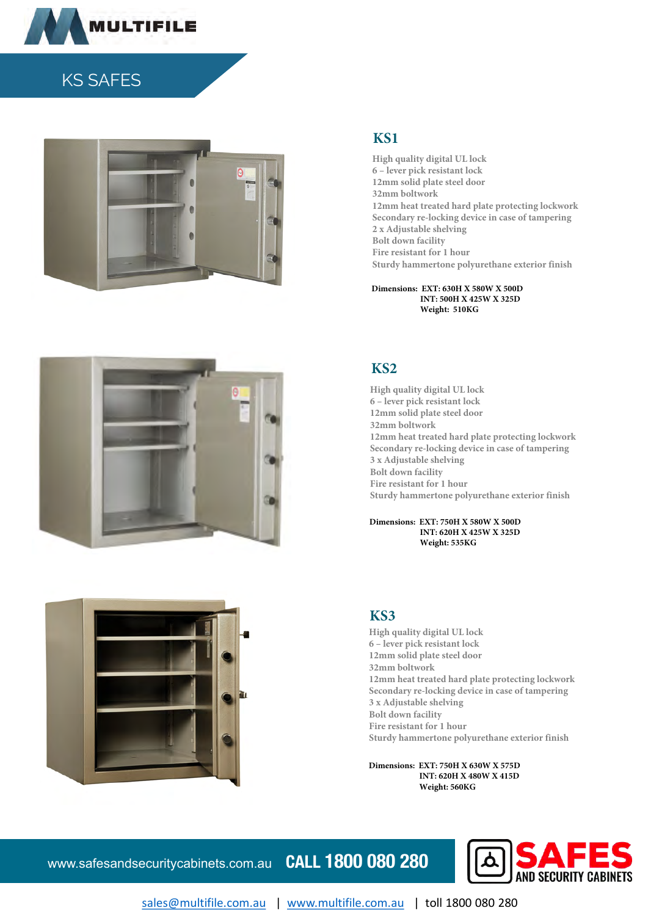# KS SAFES

## KS1

High quality digital UL lock
6 – lever pick resistant lock
12mm solid plate steel door
32mm boltwork
12mm heat treated hard plate protecting lockwork
Secondary re-locking device in case of tampering
2 x Adjustable shelving
Bolt down facility
Fire resistant for 1 hour
Sturdy hammertone polyurethane exterior finish

**Dimensions: EXT: 630H X 580W X 500D**
**INT: 500H X 425W X 325D**
**Weight: 510KG**

## KS2

High quality digital UL lock
6 – lever pick resistant lock
12mm solid plate steel door
32mm boltwork
12mm heat treated hard plate protecting lockwork
Secondary re-locking device in case of tampering
3 x Adjustable shelving
Bolt down facility
Fire resistant for 1 hour
Sturdy hammertone polyurethane exterior finish

**Dimensions: EXT: 750H X 580W X 500D**
**INT: 620H X 425W X 325D**
**Weight: 535KG**

## KS3

High quality digital UL lock
6 – lever pick resistant lock
12mm solid plate steel door
32mm boltwork
12mm heat treated hard plate protecting lockwork
Secondary re-locking device in case of tampering
3 x Adjustable shelving
Bolt down facility
Fire resistant for 1 hour
Sturdy hammertone polyurethane exterior finish

**Dimensions: EXT: 750H X 630W X 575D**
**INT: 620H X 480W X 415D**
**Weight: 560KG**

www.safesandsecuritycabinets.com.au **CALL 1800 080 280**

SAFES AND SECURITY CABINETS

sales@multifile.com.au | www.multifile.com.au | toll 1800 080 280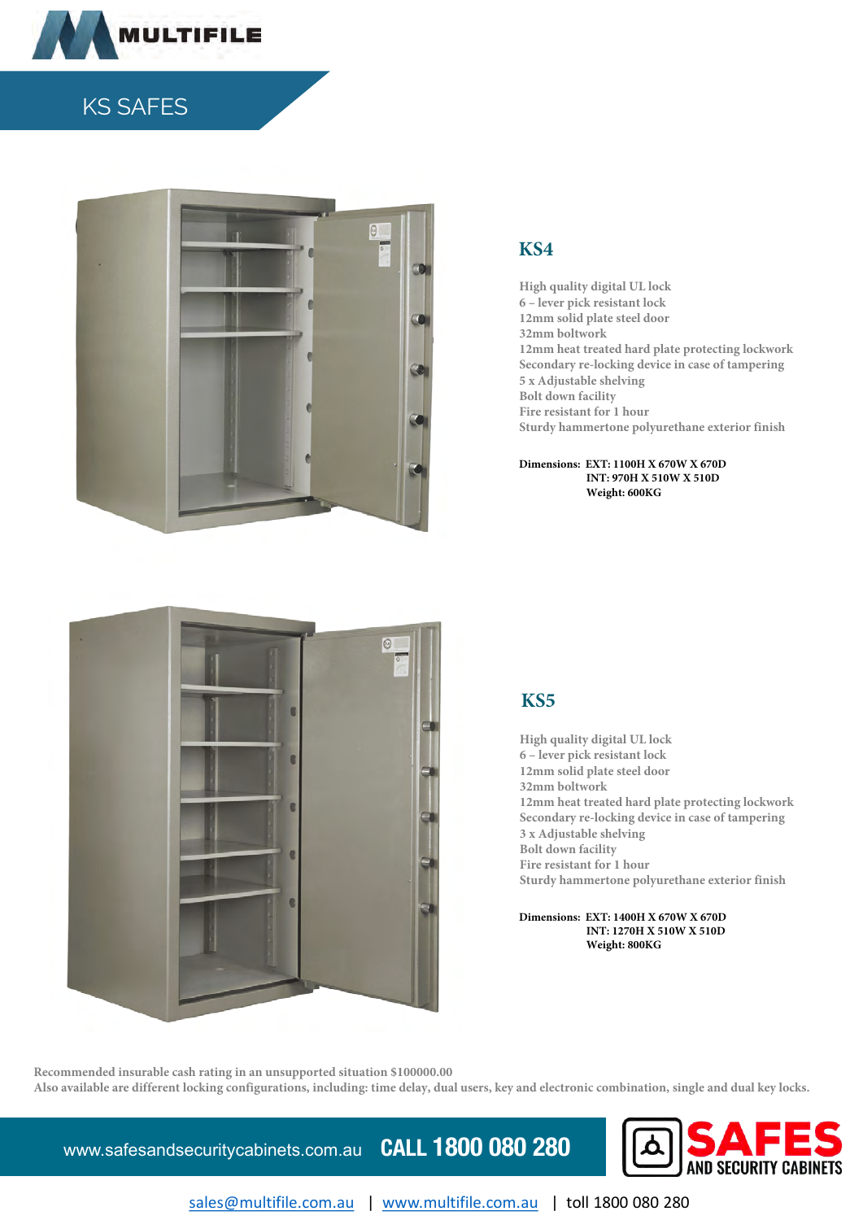# KS SAFES

## KS4

High quality digital UL lock
6 – lever pick resistant lock
12mm solid plate steel door
32mm boltwork
12mm heat treated hard plate protecting lockwork
Secondary re-locking device in case of tampering
5 x Adjustable shelving
Bolt down facility
Fire resistant for 1 hour
Sturdy hammertone polyurethane exterior finish

**Dimensions: EXT: 1100H X 670W X 670D**
**INT: 970H X 510W X 510D**
**Weight: 600KG**

## KS5

High quality digital UL lock
6 – lever pick resistant lock
12mm solid plate steel door
32mm boltwork
12mm heat treated hard plate protecting lockwork
Secondary re-locking device in case of tampering
3 x Adjustable shelving
Bolt down facility
Fire resistant for 1 hour
Sturdy hammertone polyurethane exterior finish

**Dimensions: EXT: 1400H X 670W X 670D**
**INT: 1270H X 510W X 510D**
**Weight: 800KG**

Recommended insurable cash rating in an unsupported situation $100000.00
Also available are different locking configurations, including: time delay, dual users, key and electronic combination, single and dual key locks.

www.safesandsecuritycabinets.com.au **CALL 1800 080 280**

SAFES AND SECURITY CABINETS

sales@multifile.com.au | www.multifile.com.au | toll 1800 080 280